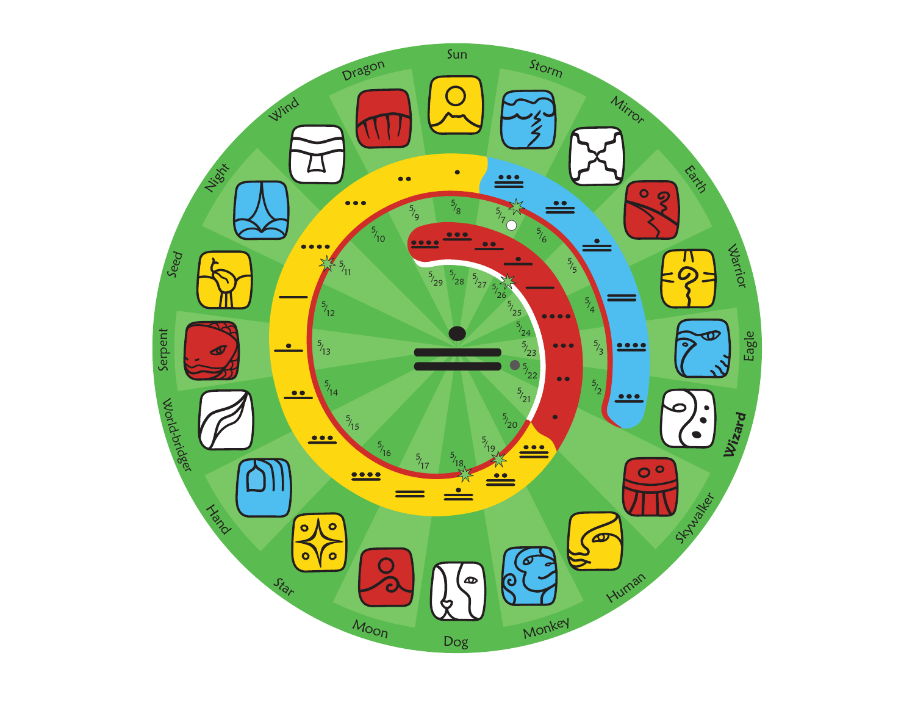Sun

Storm

Mirror

Earth

Warrior

Eagle

**Wizard**

Skywalker

Human

Monkey

Dog

Moon

Star

Hand

World-bridger

Serpent

Seed

Night

Wind

Dragon

5/2 5/3 5/4 5/5 5/6 5/7 5/8 5/9 5/10 5/11 5/12 5/13 5/14 5/15 5/16 5/17 5/18 5/19 5/20 5/21 5/22 5/23 5/24 5/25 5/26 5/27 5/28 5/29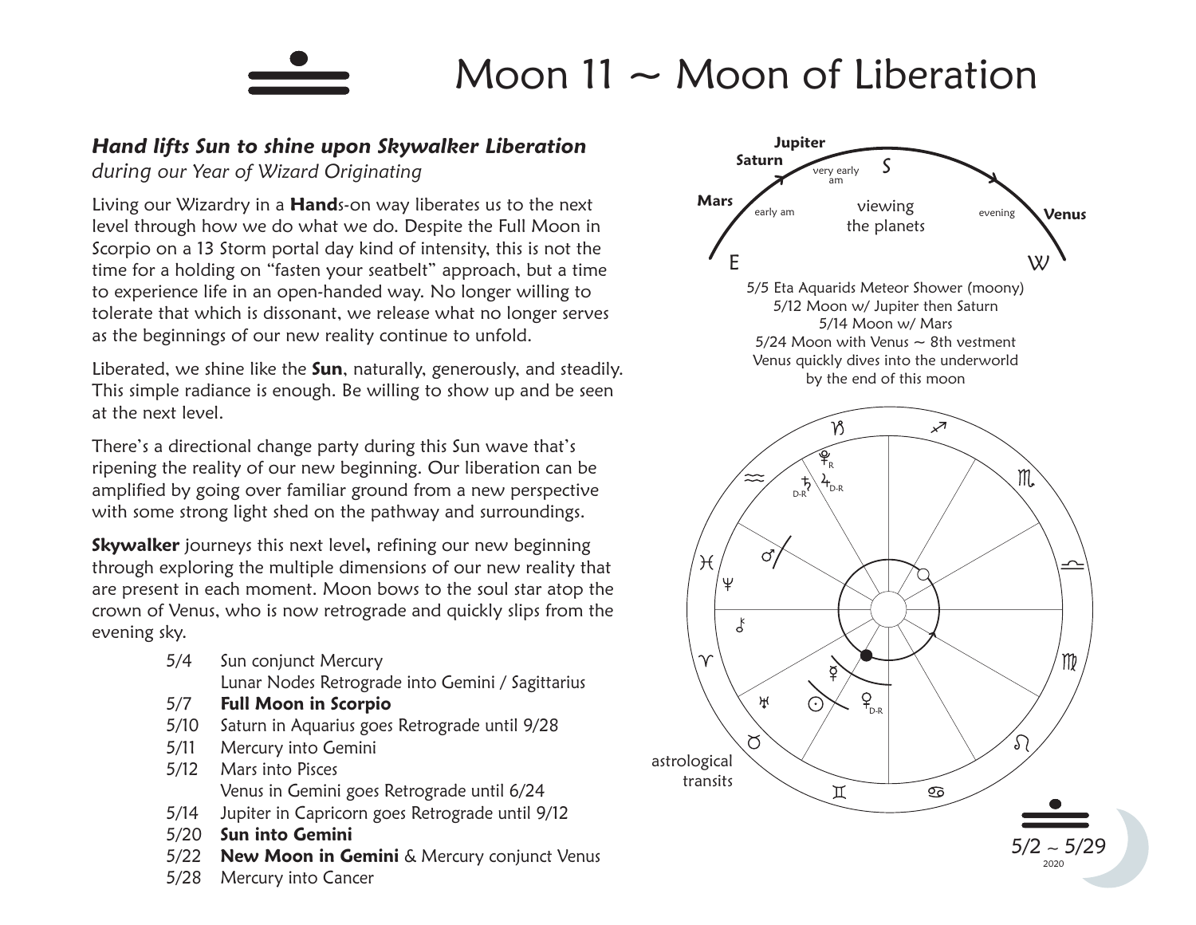# Moon 11 ~ Moon of Liberation

### *Hand lifts Sun to shine upon Skywalker Liberation*

*during our Year of Wizard Originating*

Living our Wizardry in a **Hand**s-on way liberates us to the next level through how we do what we do. Despite the Full Moon in Scorpio on a 13 Storm portal day kind of intensity, this is not the time for a holding on "fasten your seatbelt" approach, but a time to experience life in an open-handed way. No longer willing to tolerate that which is dissonant, we release what no longer serves as the beginnings of our new reality continue to unfold.

Liberated, we shine like the **Sun**, naturally, generously, and steadily. This simple radiance is enough. Be willing to show up and be seen at the next level.

There's a directional change party during this Sun wave that's ripening the reality of our new beginning. Our liberation can be amplified by going over familiar ground from a new perspective with some strong light shed on the pathway and surroundings.

**Skywalker** journeys this next level**,** refining our new beginning through exploring the multiple dimensions of our new reality that are present in each moment. Moon bows to the soul star atop the crown of Venus, who is now retrograde and quickly slips from the evening sky.

- 5/4 Sun conjunct Mercury
  Lunar Nodes Retrograde into Gemini / Sagittarius
- 5/7 **Full Moon in Scorpio**
- 5/10 Saturn in Aquarius goes Retrograde until 9/28
- 5/11 Mercury into Gemini
- 5/12 Mars into Pisces
  Venus in Gemini goes Retrograde until 6/24
- 5/14 Jupiter in Capricorn goes Retrograde until 9/12
- 5/20 **Sun into Gemini**
- 5/22 **New Moon in Gemini** & Mercury conjunct Venus
- 5/28 Mercury into Cancer

Jupiter
Saturn
very early am
S
Mars
early am
viewing the planets
evening
Venus
E
W

5/5 Eta Aquarids Meteor Shower (moony)
5/12 Moon w/ Jupiter then Saturn
5/14 Moon w/ Mars
5/24 Moon with Venus ~ 8th vestment
Venus quickly dives into the underworld by the end of this moon

astrological transits

5/2 ~ 5/29
2020